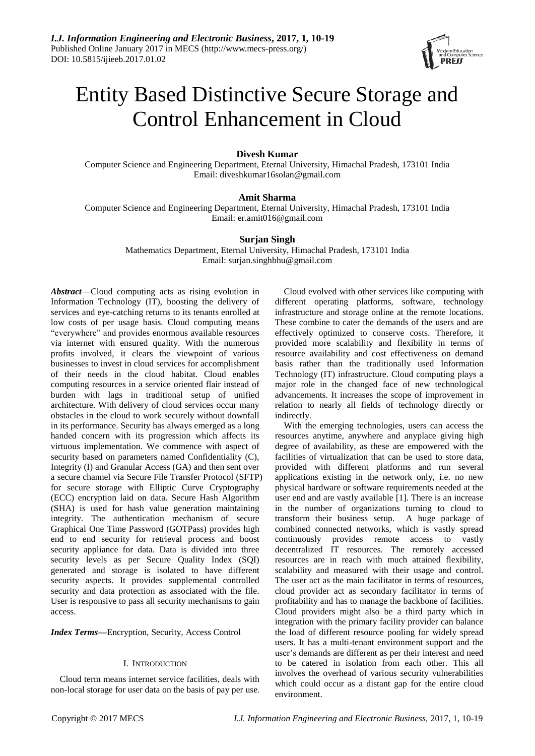# Entity Based Distinctive Secure Storage and Control Enhancement in Cloud

**Divesh Kumar**
Computer Science and Engineering Department, Eternal University, Himachal Pradesh, 173101 India
Email: diveshkumar16solan@gmail.com

**Amit Sharma**
Computer Science and Engineering Department, Eternal University, Himachal Pradesh, 173101 India
Email: er.amit016@gmail.com

**Surjan Singh**
Mathematics Department, Eternal University, Himachal Pradesh, 173101 India
Email: surjan.singhbhu@gmail.com

***Abstract***—Cloud computing acts as rising evolution in Information Technology (IT), boosting the delivery of services and eye-catching returns to its tenants enrolled at low costs of per usage basis. Cloud computing means "everywhere" and provides enormous available resources via internet with ensured quality. With the numerous profits involved, it clears the viewpoint of various businesses to invest in cloud services for accomplishment of their needs in the cloud habitat. Cloud enables computing resources in a service oriented flair instead of burden with lags in traditional setup of unified architecture. With delivery of cloud services occur many obstacles in the cloud to work securely without downfall in its performance. Security has always emerged as a long handed concern with its progression which affects its virtuous implementation. We commence with aspect of security based on parameters named Confidentiality (C), Integrity (I) and Granular Access (GA) and then sent over a secure channel via Secure File Transfer Protocol (SFTP) for secure storage with Elliptic Curve Cryptography (ECC) encryption laid on data. Secure Hash Algorithm (SHA) is used for hash value generation maintaining integrity. The authentication mechanism of secure Graphical One Time Password (GOTPass) provides high end to end security for retrieval process and boost security appliance for data. Data is divided into three security levels as per Secure Quality Index (SQI) generated and storage is isolated to have different security aspects. It provides supplemental controlled security and data protection as associated with the file. User is responsive to pass all security mechanisms to gain access.

***Index Terms*—**Encryption, Security, Access Control

## I. Introduction

Cloud term means internet service facilities, deals with non-local storage for user data on the basis of pay per use.

Cloud evolved with other services like computing with different operating platforms, software, technology infrastructure and storage online at the remote locations. These combine to cater the demands of the users and are effectively optimized to conserve costs. Therefore, it provided more scalability and flexibility in terms of resource availability and cost effectiveness on demand basis rather than the traditionally used Information Technology (IT) infrastructure. Cloud computing plays a major role in the changed face of new technological advancements. It increases the scope of improvement in relation to nearly all fields of technology directly or indirectly.

With the emerging technologies, users can access the resources anytime, anywhere and anyplace giving high degree of availability, as these are empowered with the facilities of virtualization that can be used to store data, provided with different platforms and run several applications existing in the network only, i.e. no new physical hardware or software requirements needed at the user end and are vastly available [1]. There is an increase in the number of organizations turning to cloud to transform their business setup. A huge package of combined connected networks, which is vastly spread continuously provides remote access to vastly decentralized IT resources. The remotely accessed resources are in reach with much attained flexibility, scalability and measured with their usage and control. The user act as the main facilitator in terms of resources, cloud provider act as secondary facilitator in terms of profitability and has to manage the backbone of facilities. Cloud providers might also be a third party which in integration with the primary facility provider can balance the load of different resource pooling for widely spread users. It has a multi-tenant environment support and the user's demands are different as per their interest and need to be catered in isolation from each other. This all involves the overhead of various security vulnerabilities which could occur as a distant gap for the entire cloud environment.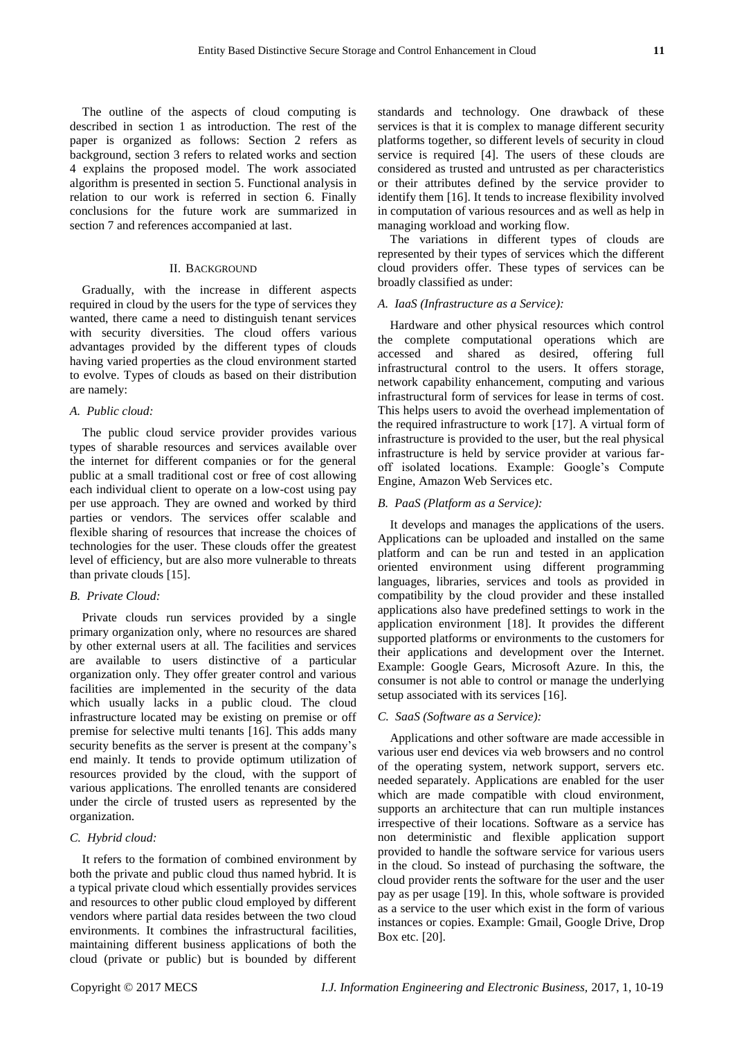The outline of the aspects of cloud computing is described in section 1 as introduction. The rest of the paper is organized as follows: Section 2 refers as background, section 3 refers to related works and section 4 explains the proposed model. The work associated algorithm is presented in section 5. Functional analysis in relation to our work is referred in section 6. Finally conclusions for the future work are summarized in section 7 and references accompanied at last.

## II. Background

Gradually, with the increase in different aspects required in cloud by the users for the type of services they wanted, there came a need to distinguish tenant services with security diversities. The cloud offers various advantages provided by the different types of clouds having varied properties as the cloud environment started to evolve. Types of clouds as based on their distribution are namely:

### *A. Public cloud:*

The public cloud service provider provides various types of sharable resources and services available over the internet for different companies or for the general public at a small traditional cost or free of cost allowing each individual client to operate on a low-cost using pay per use approach. They are owned and worked by third parties or vendors. The services offer scalable and flexible sharing of resources that increase the choices of technologies for the user. These clouds offer the greatest level of efficiency, but are also more vulnerable to threats than private clouds [15].

### *B. Private Cloud:*

Private clouds run services provided by a single primary organization only, where no resources are shared by other external users at all. The facilities and services are available to users distinctive of a particular organization only. They offer greater control and various facilities are implemented in the security of the data which usually lacks in a public cloud. The cloud infrastructure located may be existing on premise or off premise for selective multi tenants [16]. This adds many security benefits as the server is present at the company's end mainly. It tends to provide optimum utilization of resources provided by the cloud, with the support of various applications. The enrolled tenants are considered under the circle of trusted users as represented by the organization.

### *C. Hybrid cloud:*

It refers to the formation of combined environment by both the private and public cloud thus named hybrid. It is a typical private cloud which essentially provides services and resources to other public cloud employed by different vendors where partial data resides between the two cloud environments. It combines the infrastructural facilities, maintaining different business applications of both the cloud (private or public) but is bounded by different standards and technology. One drawback of these services is that it is complex to manage different security platforms together, so different levels of security in cloud service is required [4]. The users of these clouds are considered as trusted and untrusted as per characteristics or their attributes defined by the service provider to identify them [16]. It tends to increase flexibility involved in computation of various resources and as well as help in managing workload and working flow.

The variations in different types of clouds are represented by their types of services which the different cloud providers offer. These types of services can be broadly classified as under:

### *A. IaaS (Infrastructure as a Service):*

Hardware and other physical resources which control the complete computational operations which are accessed and shared as desired, offering full infrastructural control to the users. It offers storage, network capability enhancement, computing and various infrastructural form of services for lease in terms of cost. This helps users to avoid the overhead implementation of the required infrastructure to work [17]. A virtual form of infrastructure is provided to the user, but the real physical infrastructure is held by service provider at various far-off isolated locations. Example: Google's Compute Engine, Amazon Web Services etc.

### *B. PaaS (Platform as a Service):*

It develops and manages the applications of the users. Applications can be uploaded and installed on the same platform and can be run and tested in an application oriented environment using different programming languages, libraries, services and tools as provided in compatibility by the cloud provider and these installed applications also have predefined settings to work in the application environment [18]. It provides the different supported platforms or environments to the customers for their applications and development over the Internet. Example: Google Gears, Microsoft Azure. In this, the consumer is not able to control or manage the underlying setup associated with its services [16].

### *C. SaaS (Software as a Service):*

Applications and other software are made accessible in various user end devices via web browsers and no control of the operating system, network support, servers etc. needed separately. Applications are enabled for the user which are made compatible with cloud environment, supports an architecture that can run multiple instances irrespective of their locations. Software as a service has non deterministic and flexible application support provided to handle the software service for various users in the cloud. So instead of purchasing the software, the cloud provider rents the software for the user and the user pay as per usage [19]. In this, whole software is provided as a service to the user which exist in the form of various instances or copies. Example: Gmail, Google Drive, Drop Box etc. [20].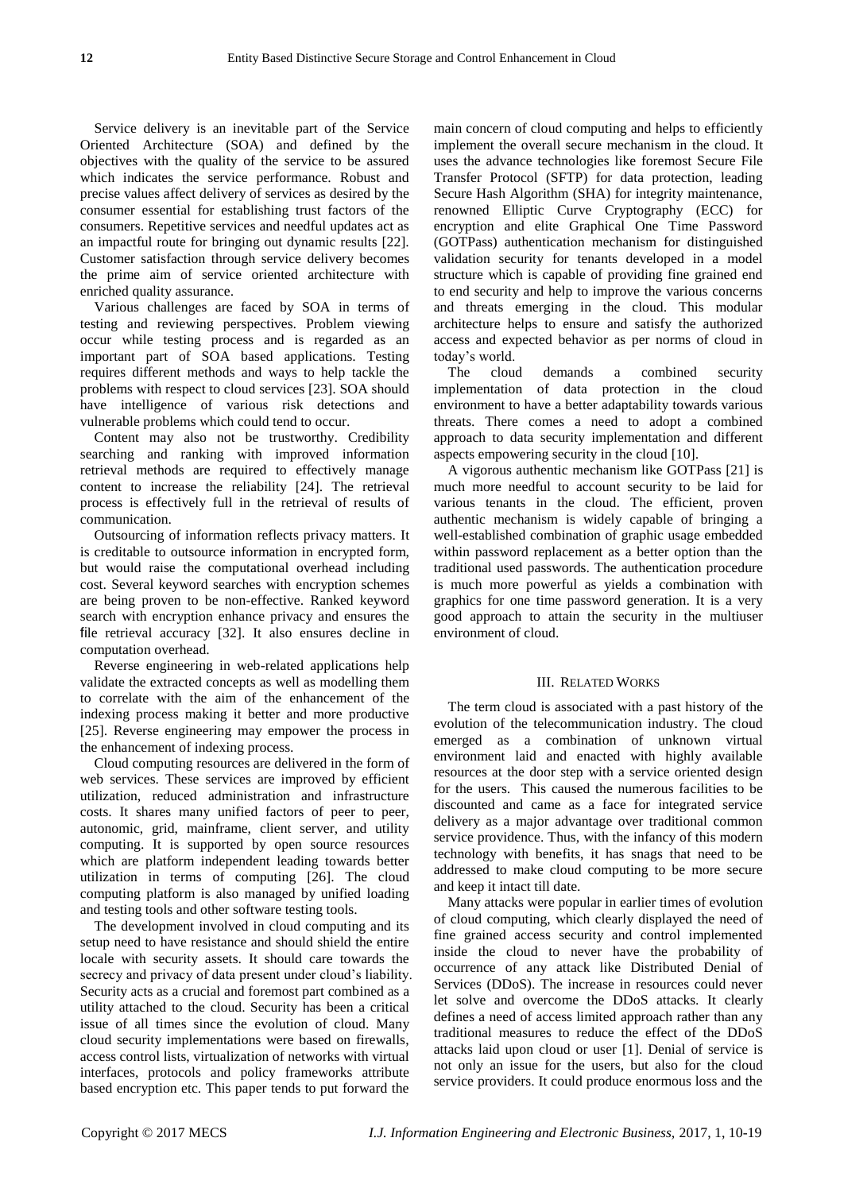Service delivery is an inevitable part of the Service Oriented Architecture (SOA) and defined by the objectives with the quality of the service to be assured which indicates the service performance. Robust and precise values affect delivery of services as desired by the consumer essential for establishing trust factors of the consumers. Repetitive services and needful updates act as an impactful route for bringing out dynamic results [22]. Customer satisfaction through service delivery becomes the prime aim of service oriented architecture with enriched quality assurance.

Various challenges are faced by SOA in terms of testing and reviewing perspectives. Problem viewing occur while testing process and is regarded as an important part of SOA based applications. Testing requires different methods and ways to help tackle the problems with respect to cloud services [23]. SOA should have intelligence of various risk detections and vulnerable problems which could tend to occur.

Content may also not be trustworthy. Credibility searching and ranking with improved information retrieval methods are required to effectively manage content to increase the reliability [24]. The retrieval process is effectively full in the retrieval of results of communication.

Outsourcing of information reflects privacy matters. It is creditable to outsource information in encrypted form, but would raise the computational overhead including cost. Several keyword searches with encryption schemes are being proven to be non-effective. Ranked keyword search with encryption enhance privacy and ensures the file retrieval accuracy [32]. It also ensures decline in computation overhead.

Reverse engineering in web-related applications help validate the extracted concepts as well as modelling them to correlate with the aim of the enhancement of the indexing process making it better and more productive [25]. Reverse engineering may empower the process in the enhancement of indexing process.

Cloud computing resources are delivered in the form of web services. These services are improved by efficient utilization, reduced administration and infrastructure costs. It shares many unified factors of peer to peer, autonomic, grid, mainframe, client server, and utility computing. It is supported by open source resources which are platform independent leading towards better utilization in terms of computing [26]. The cloud computing platform is also managed by unified loading and testing tools and other software testing tools.

The development involved in cloud computing and its setup need to have resistance and should shield the entire locale with security assets. It should care towards the secrecy and privacy of data present under cloud's liability. Security acts as a crucial and foremost part combined as a utility attached to the cloud. Security has been a critical issue of all times since the evolution of cloud. Many cloud security implementations were based on firewalls, access control lists, virtualization of networks with virtual interfaces, protocols and policy frameworks attribute based encryption etc. This paper tends to put forward the main concern of cloud computing and helps to efficiently implement the overall secure mechanism in the cloud. It uses the advance technologies like foremost Secure File Transfer Protocol (SFTP) for data protection, leading Secure Hash Algorithm (SHA) for integrity maintenance, renowned Elliptic Curve Cryptography (ECC) for encryption and elite Graphical One Time Password (GOTPass) authentication mechanism for distinguished validation security for tenants developed in a model structure which is capable of providing fine grained end to end security and help to improve the various concerns and threats emerging in the cloud. This modular architecture helps to ensure and satisfy the authorized access and expected behavior as per norms of cloud in today's world.

The cloud demands a combined security implementation of data protection in the cloud environment to have a better adaptability towards various threats. There comes a need to adopt a combined approach to data security implementation and different aspects empowering security in the cloud [10].

A vigorous authentic mechanism like GOTPass [21] is much more needful to account security to be laid for various tenants in the cloud. The efficient, proven authentic mechanism is widely capable of bringing a well-established combination of graphic usage embedded within password replacement as a better option than the traditional used passwords. The authentication procedure is much more powerful as yields a combination with graphics for one time password generation. It is a very good approach to attain the security in the multiuser environment of cloud.

## III. Related Works

The term cloud is associated with a past history of the evolution of the telecommunication industry. The cloud emerged as a combination of unknown virtual environment laid and enacted with highly available resources at the door step with a service oriented design for the users. This caused the numerous facilities to be discounted and came as a face for integrated service delivery as a major advantage over traditional common service providence. Thus, with the infancy of this modern technology with benefits, it has snags that need to be addressed to make cloud computing to be more secure and keep it intact till date.

Many attacks were popular in earlier times of evolution of cloud computing, which clearly displayed the need of fine grained access security and control implemented inside the cloud to never have the probability of occurrence of any attack like Distributed Denial of Services (DDoS). The increase in resources could never let solve and overcome the DDoS attacks. It clearly defines a need of access limited approach rather than any traditional measures to reduce the effect of the DDoS attacks laid upon cloud or user [1]. Denial of service is not only an issue for the users, but also for the cloud service providers. It could produce enormous loss and the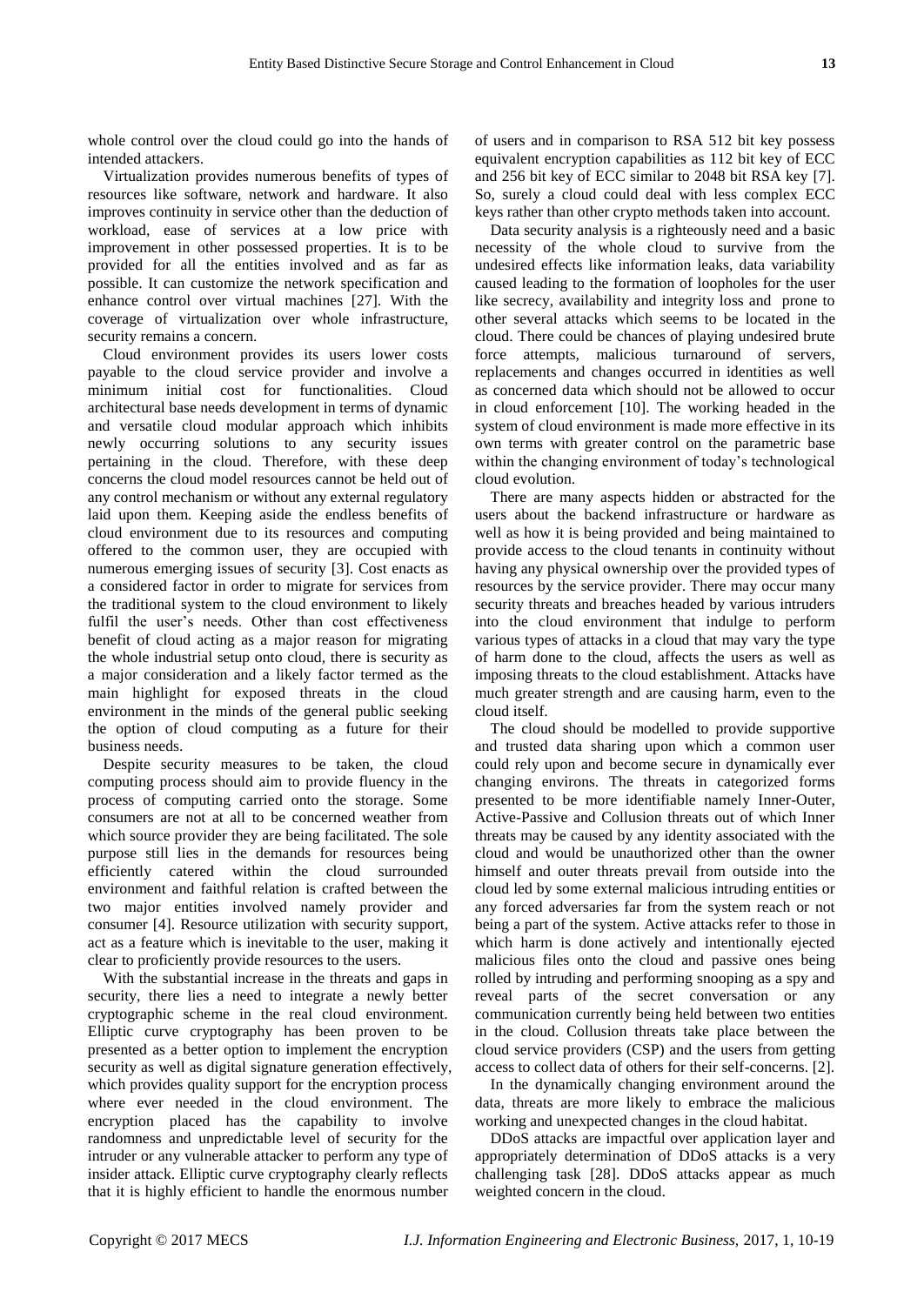whole control over the cloud could go into the hands of intended attackers.

Virtualization provides numerous benefits of types of resources like software, network and hardware. It also improves continuity in service other than the deduction of workload, ease of services at a low price with improvement in other possessed properties. It is to be provided for all the entities involved and as far as possible. It can customize the network specification and enhance control over virtual machines [27]. With the coverage of virtualization over whole infrastructure, security remains a concern.

Cloud environment provides its users lower costs payable to the cloud service provider and involve a minimum initial cost for functionalities. Cloud architectural base needs development in terms of dynamic and versatile cloud modular approach which inhibits newly occurring solutions to any security issues pertaining in the cloud. Therefore, with these deep concerns the cloud model resources cannot be held out of any control mechanism or without any external regulatory laid upon them. Keeping aside the endless benefits of cloud environment due to its resources and computing offered to the common user, they are occupied with numerous emerging issues of security [3]. Cost enacts as a considered factor in order to migrate for services from the traditional system to the cloud environment to likely fulfil the user's needs. Other than cost effectiveness benefit of cloud acting as a major reason for migrating the whole industrial setup onto cloud, there is security as a major consideration and a likely factor termed as the main highlight for exposed threats in the cloud environment in the minds of the general public seeking the option of cloud computing as a future for their business needs.

Despite security measures to be taken, the cloud computing process should aim to provide fluency in the process of computing carried onto the storage. Some consumers are not at all to be concerned weather from which source provider they are being facilitated. The sole purpose still lies in the demands for resources being efficiently catered within the cloud surrounded environment and faithful relation is crafted between the two major entities involved namely provider and consumer [4]. Resource utilization with security support, act as a feature which is inevitable to the user, making it clear to proficiently provide resources to the users.

With the substantial increase in the threats and gaps in security, there lies a need to integrate a newly better cryptographic scheme in the real cloud environment. Elliptic curve cryptography has been proven to be presented as a better option to implement the encryption security as well as digital signature generation effectively, which provides quality support for the encryption process where ever needed in the cloud environment. The encryption placed has the capability to involve randomness and unpredictable level of security for the intruder or any vulnerable attacker to perform any type of insider attack. Elliptic curve cryptography clearly reflects that it is highly efficient to handle the enormous number of users and in comparison to RSA 512 bit key possess equivalent encryption capabilities as 112 bit key of ECC and 256 bit key of ECC similar to 2048 bit RSA key [7]. So, surely a cloud could deal with less complex ECC keys rather than other crypto methods taken into account.

Data security analysis is a righteously need and a basic necessity of the whole cloud to survive from the undesired effects like information leaks, data variability caused leading to the formation of loopholes for the user like secrecy, availability and integrity loss and prone to other several attacks which seems to be located in the cloud. There could be chances of playing undesired brute force attempts, malicious turnaround of servers, replacements and changes occurred in identities as well as concerned data which should not be allowed to occur in cloud enforcement [10]. The working headed in the system of cloud environment is made more effective in its own terms with greater control on the parametric base within the changing environment of today's technological cloud evolution.

There are many aspects hidden or abstracted for the users about the backend infrastructure or hardware as well as how it is being provided and being maintained to provide access to the cloud tenants in continuity without having any physical ownership over the provided types of resources by the service provider. There may occur many security threats and breaches headed by various intruders into the cloud environment that indulge to perform various types of attacks in a cloud that may vary the type of harm done to the cloud, affects the users as well as imposing threats to the cloud establishment. Attacks have much greater strength and are causing harm, even to the cloud itself.

The cloud should be modelled to provide supportive and trusted data sharing upon which a common user could rely upon and become secure in dynamically ever changing environs. The threats in categorized forms presented to be more identifiable namely Inner-Outer, Active-Passive and Collusion threats out of which Inner threats may be caused by any identity associated with the cloud and would be unauthorized other than the owner himself and outer threats prevail from outside into the cloud led by some external malicious intruding entities or any forced adversaries far from the system reach or not being a part of the system. Active attacks refer to those in which harm is done actively and intentionally ejected malicious files onto the cloud and passive ones being rolled by intruding and performing snooping as a spy and reveal parts of the secret conversation or any communication currently being held between two entities in the cloud. Collusion threats take place between the cloud service providers (CSP) and the users from getting access to collect data of others for their self-concerns. [2].

In the dynamically changing environment around the data, threats are more likely to embrace the malicious working and unexpected changes in the cloud habitat.

DDoS attacks are impactful over application layer and appropriately determination of DDoS attacks is a very challenging task [28]. DDoS attacks appear as much weighted concern in the cloud.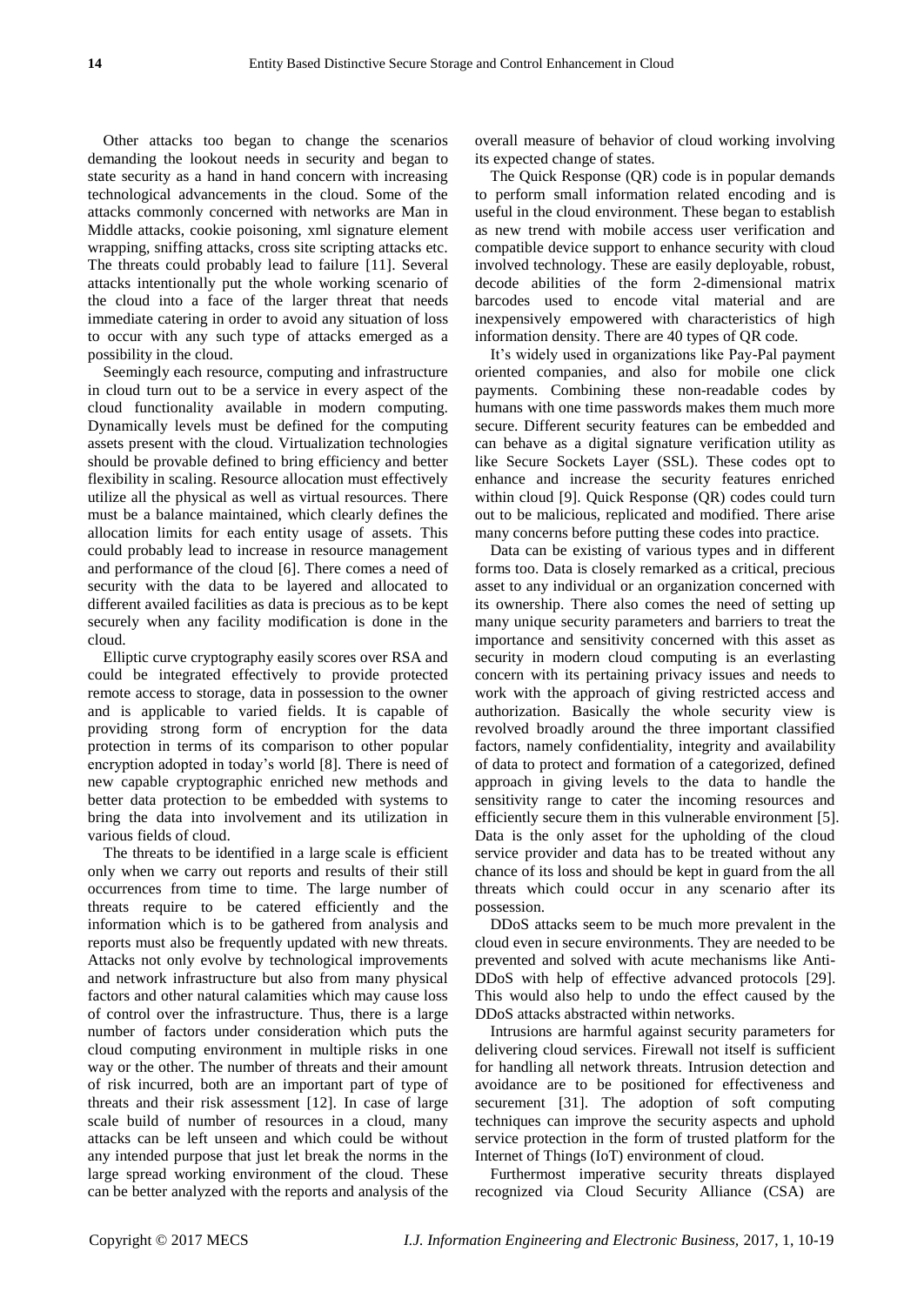Other attacks too began to change the scenarios demanding the lookout needs in security and began to state security as a hand in hand concern with increasing technological advancements in the cloud. Some of the attacks commonly concerned with networks are Man in Middle attacks, cookie poisoning, xml signature element wrapping, sniffing attacks, cross site scripting attacks etc. The threats could probably lead to failure [11]. Several attacks intentionally put the whole working scenario of the cloud into a face of the larger threat that needs immediate catering in order to avoid any situation of loss to occur with any such type of attacks emerged as a possibility in the cloud.

Seemingly each resource, computing and infrastructure in cloud turn out to be a service in every aspect of the cloud functionality available in modern computing. Dynamically levels must be defined for the computing assets present with the cloud. Virtualization technologies should be provable defined to bring efficiency and better flexibility in scaling. Resource allocation must effectively utilize all the physical as well as virtual resources. There must be a balance maintained, which clearly defines the allocation limits for each entity usage of assets. This could probably lead to increase in resource management and performance of the cloud [6]. There comes a need of security with the data to be layered and allocated to different availed facilities as data is precious as to be kept securely when any facility modification is done in the cloud.

Elliptic curve cryptography easily scores over RSA and could be integrated effectively to provide protected remote access to storage, data in possession to the owner and is applicable to varied fields. It is capable of providing strong form of encryption for the data protection in terms of its comparison to other popular encryption adopted in today's world [8]. There is need of new capable cryptographic enriched new methods and better data protection to be embedded with systems to bring the data into involvement and its utilization in various fields of cloud.

The threats to be identified in a large scale is efficient only when we carry out reports and results of their still occurrences from time to time. The large number of threats require to be catered efficiently and the information which is to be gathered from analysis and reports must also be frequently updated with new threats. Attacks not only evolve by technological improvements and network infrastructure but also from many physical factors and other natural calamities which may cause loss of control over the infrastructure. Thus, there is a large number of factors under consideration which puts the cloud computing environment in multiple risks in one way or the other. The number of threats and their amount of risk incurred, both are an important part of type of threats and their risk assessment [12]. In case of large scale build of number of resources in a cloud, many attacks can be left unseen and which could be without any intended purpose that just let break the norms in the large spread working environment of the cloud. These can be better analyzed with the reports and analysis of the overall measure of behavior of cloud working involving its expected change of states.

The Quick Response (QR) code is in popular demands to perform small information related encoding and is useful in the cloud environment. These began to establish as new trend with mobile access user verification and compatible device support to enhance security with cloud involved technology. These are easily deployable, robust, decode abilities of the form 2-dimensional matrix barcodes used to encode vital material and are inexpensively empowered with characteristics of high information density. There are 40 types of QR code.

It's widely used in organizations like Pay-Pal payment oriented companies, and also for mobile one click payments. Combining these non-readable codes by humans with one time passwords makes them much more secure. Different security features can be embedded and can behave as a digital signature verification utility as like Secure Sockets Layer (SSL). These codes opt to enhance and increase the security features enriched within cloud [9]. Quick Response (QR) codes could turn out to be malicious, replicated and modified. There arise many concerns before putting these codes into practice.

Data can be existing of various types and in different forms too. Data is closely remarked as a critical, precious asset to any individual or an organization concerned with its ownership. There also comes the need of setting up many unique security parameters and barriers to treat the importance and sensitivity concerned with this asset as security in modern cloud computing is an everlasting concern with its pertaining privacy issues and needs to work with the approach of giving restricted access and authorization. Basically the whole security view is revolved broadly around the three important classified factors, namely confidentiality, integrity and availability of data to protect and formation of a categorized, defined approach in giving levels to the data to handle the sensitivity range to cater the incoming resources and efficiently secure them in this vulnerable environment [5]. Data is the only asset for the upholding of the cloud service provider and data has to be treated without any chance of its loss and should be kept in guard from the all threats which could occur in any scenario after its possession.

DDoS attacks seem to be much more prevalent in the cloud even in secure environments. They are needed to be prevented and solved with acute mechanisms like Anti-DDoS with help of effective advanced protocols [29]. This would also help to undo the effect caused by the DDoS attacks abstracted within networks.

Intrusions are harmful against security parameters for delivering cloud services. Firewall not itself is sufficient for handling all network threats. Intrusion detection and avoidance are to be positioned for effectiveness and securement [31]. The adoption of soft computing techniques can improve the security aspects and uphold service protection in the form of trusted platform for the Internet of Things (IoT) environment of cloud.

Furthermost imperative security threats displayed recognized via Cloud Security Alliance (CSA) are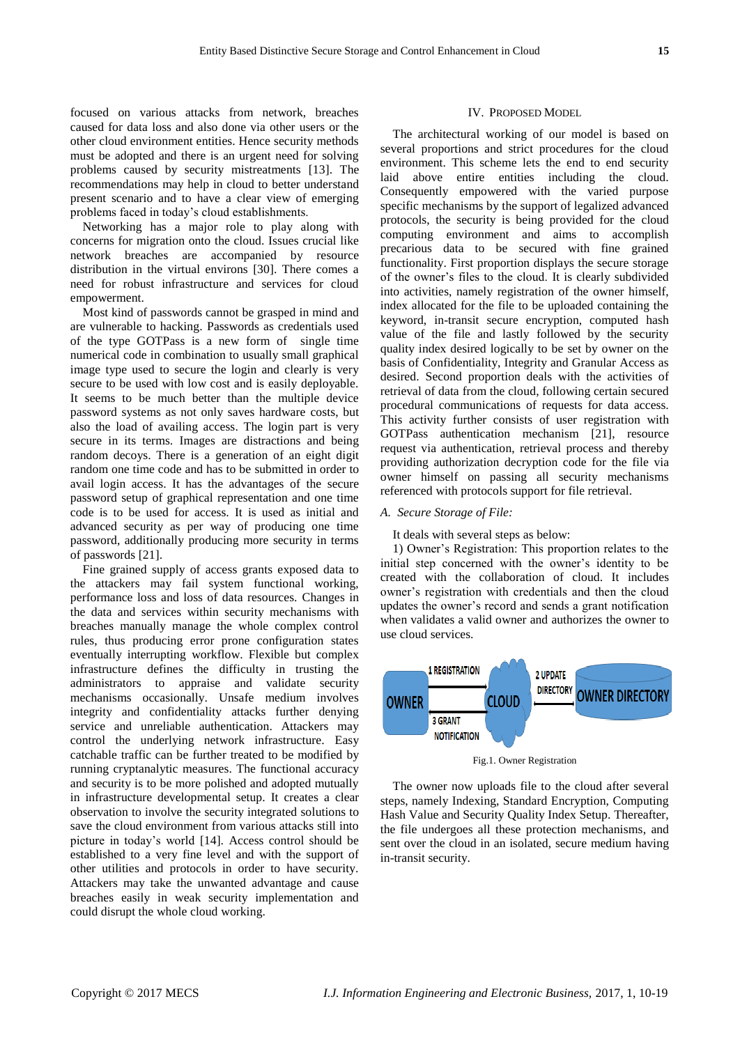focused on various attacks from network, breaches caused for data loss and also done via other users or the other cloud environment entities. Hence security methods must be adopted and there is an urgent need for solving problems caused by security mistreatments [13]. The recommendations may help in cloud to better understand present scenario and to have a clear view of emerging problems faced in today's cloud establishments.

Networking has a major role to play along with concerns for migration onto the cloud. Issues crucial like network breaches are accompanied by resource distribution in the virtual environs [30]. There comes a need for robust infrastructure and services for cloud empowerment.

Most kind of passwords cannot be grasped in mind and are vulnerable to hacking. Passwords as credentials used of the type GOTPass is a new form of single time numerical code in combination to usually small graphical image type used to secure the login and clearly is very secure to be used with low cost and is easily deployable. It seems to be much better than the multiple device password systems as not only saves hardware costs, but also the load of availing access. The login part is very secure in its terms. Images are distractions and being random decoys. There is a generation of an eight digit random one time code and has to be submitted in order to avail login access. It has the advantages of the secure password setup of graphical representation and one time code is to be used for access. It is used as initial and advanced security as per way of producing one time password, additionally producing more security in terms of passwords [21].

Fine grained supply of access grants exposed data to the attackers may fail system functional working, performance loss and loss of data resources. Changes in the data and services within security mechanisms with breaches manually manage the whole complex control rules, thus producing error prone configuration states eventually interrupting workflow. Flexible but complex infrastructure defines the difficulty in trusting the administrators to appraise and validate security mechanisms occasionally. Unsafe medium involves integrity and confidentiality attacks further denying service and unreliable authentication. Attackers may control the underlying network infrastructure. Easy catchable traffic can be further treated to be modified by running cryptanalytic measures. The functional accuracy and security is to be more polished and adopted mutually in infrastructure developmental setup. It creates a clear observation to involve the security integrated solutions to save the cloud environment from various attacks still into picture in today's world [14]. Access control should be established to a very fine level and with the support of other utilities and protocols in order to have security. Attackers may take the unwanted advantage and cause breaches easily in weak security implementation and could disrupt the whole cloud working.

## IV. Proposed Model

The architectural working of our model is based on several proportions and strict procedures for the cloud environment. This scheme lets the end to end security laid above entire entities including the cloud. Consequently empowered with the varied purpose specific mechanisms by the support of legalized advanced protocols, the security is being provided for the cloud computing environment and aims to accomplish precarious data to be secured with fine grained functionality. First proportion displays the secure storage of the owner's files to the cloud. It is clearly subdivided into activities, namely registration of the owner himself, index allocated for the file to be uploaded containing the keyword, in-transit secure encryption, computed hash value of the file and lastly followed by the security quality index desired logically to be set by owner on the basis of Confidentiality, Integrity and Granular Access as desired. Second proportion deals with the activities of retrieval of data from the cloud, following certain secured procedural communications of requests for data access. This activity further consists of user registration with GOTPass authentication mechanism [21], resource request via authentication, retrieval process and thereby providing authorization decryption code for the file via owner himself on passing all security mechanisms referenced with protocols support for file retrieval.

### *A. Secure Storage of File:*

It deals with several steps as below:

1) Owner's Registration: This proportion relates to the initial step concerned with the owner's identity to be created with the collaboration of cloud. It includes owner's registration with credentials and then the cloud updates the owner's record and sends a grant notification when validates a valid owner and authorizes the owner to use cloud services.

OWNER — 1 REGISTRATION → CLOUD — 2 UPDATE DIRECTORY → OWNER DIRECTORY; CLOUD — 3 GRANT NOTIFICATION → OWNER

Fig.1. Owner Registration

The owner now uploads file to the cloud after several steps, namely Indexing, Standard Encryption, Computing Hash Value and Security Quality Index Setup. Thereafter, the file undergoes all these protection mechanisms, and sent over the cloud in an isolated, secure medium having in-transit security.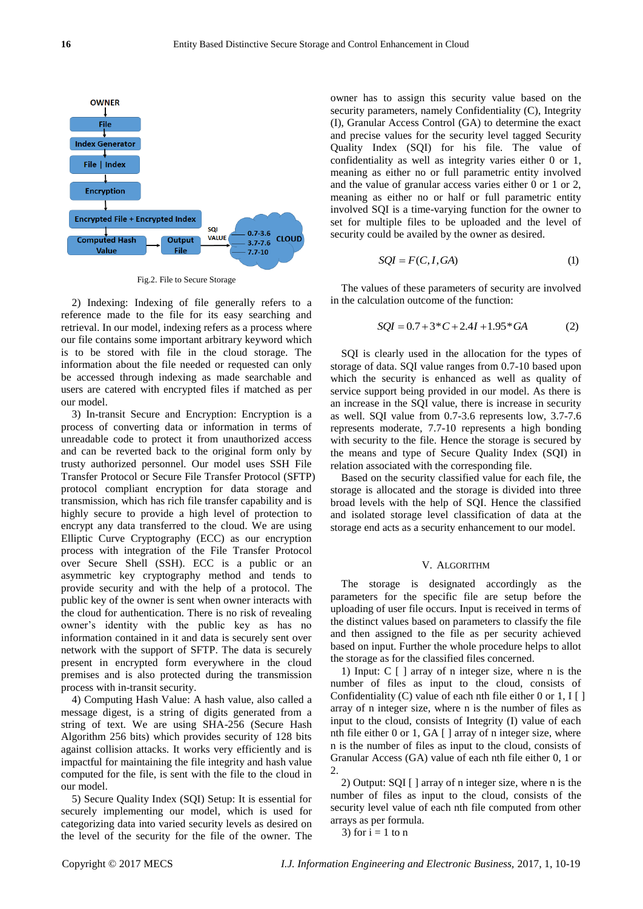Fig.2. File to Secure Storage

2) Indexing: Indexing of file generally refers to a reference made to the file for its easy searching and retrieval. In our model, indexing refers as a process where our file contains some important arbitrary keyword which is to be stored with file in the cloud storage. The information about the file needed or requested can only be accessed through indexing as made searchable and users are catered with encrypted files if matched as per our model.

3) In-transit Secure and Encryption: Encryption is a process of converting data or information in terms of unreadable code to protect it from unauthorized access and can be reverted back to the original form only by trusty authorized personnel. Our model uses SSH File Transfer Protocol or Secure File Transfer Protocol (SFTP) protocol compliant encryption for data storage and transmission, which has rich file transfer capability and is highly secure to provide a high level of protection to encrypt any data transferred to the cloud. We are using Elliptic Curve Cryptography (ECC) as our encryption process with integration of the File Transfer Protocol over Secure Shell (SSH). ECC is a public or an asymmetric key cryptography method and tends to provide security and with the help of a protocol. The public key of the owner is sent when owner interacts with the cloud for authentication. There is no risk of revealing owner's identity with the public key as has no information contained in it and data is securely sent over network with the support of SFTP. The data is securely present in encrypted form everywhere in the cloud premises and is also protected during the transmission process with in-transit security.

4) Computing Hash Value: A hash value, also called a message digest, is a string of digits generated from a string of text. We are using SHA-256 (Secure Hash Algorithm 256 bits) which provides security of 128 bits against collision attacks. It works very efficiently and is impactful for maintaining the file integrity and hash value computed for the file, is sent with the file to the cloud in our model.

5) Secure Quality Index (SQI) Setup: It is essential for securely implementing our model, which is used for categorizing data into varied security levels as desired on the level of the security for the file of the owner. The owner has to assign this security value based on the security parameters, namely Confidentiality (C), Integrity (I), Granular Access Control (GA) to determine the exact and precise values for the security level tagged Security Quality Index (SQI) for his file. The value of confidentiality as well as integrity varies either 0 or 1, meaning as either no or full parametric entity involved and the value of granular access varies either 0 or 1 or 2, meaning as either no or half or full parametric entity involved SQI is a time-varying function for the owner to set for multiple files to be uploaded and the level of security could be availed by the owner as desired.

$$SQI = F(C, I, GA) \tag{1}$$

The values of these parameters of security are involved in the calculation outcome of the function:

$$SQI = 0.7 + 3*C + 2.4I + 1.95*GA \tag{2}$$

SQI is clearly used in the allocation for the types of storage of data. SQI value ranges from 0.7-10 based upon which the security is enhanced as well as quality of service support being provided in our model. As there is an increase in the SQI value, there is increase in security as well. SQI value from 0.7-3.6 represents low, 3.7-7.6 represents moderate, 7.7-10 represents a high bonding with security to the file. Hence the storage is secured by the means and type of Secure Quality Index (SQI) in relation associated with the corresponding file.

Based on the security classified value for each file, the storage is allocated and the storage is divided into three broad levels with the help of SQI. Hence the classified and isolated storage level classification of data at the storage end acts as a security enhancement to our model.

## V. Algorithm

The storage is designated accordingly as the parameters for the specific file are setup before the uploading of user file occurs. Input is received in terms of the distinct values based on parameters to classify the file and then assigned to the file as per security achieved based on input. Further the whole procedure helps to allot the storage as for the classified files concerned.

1) Input: C [ ] array of n integer size, where n is the number of files as input to the cloud, consists of Confidentiality (C) value of each nth file either 0 or 1, I [ ] array of n integer size, where n is the number of files as input to the cloud, consists of Integrity (I) value of each nth file either 0 or 1, GA [ ] array of n integer size, where n is the number of files as input to the cloud, consists of Granular Access (GA) value of each nth file either 0, 1 or 2.

2) Output: SQI [ ] array of n integer size, where n is the number of files as input to the cloud, consists of the security level value of each nth file computed from other arrays as per formula.

3) for i = 1 to n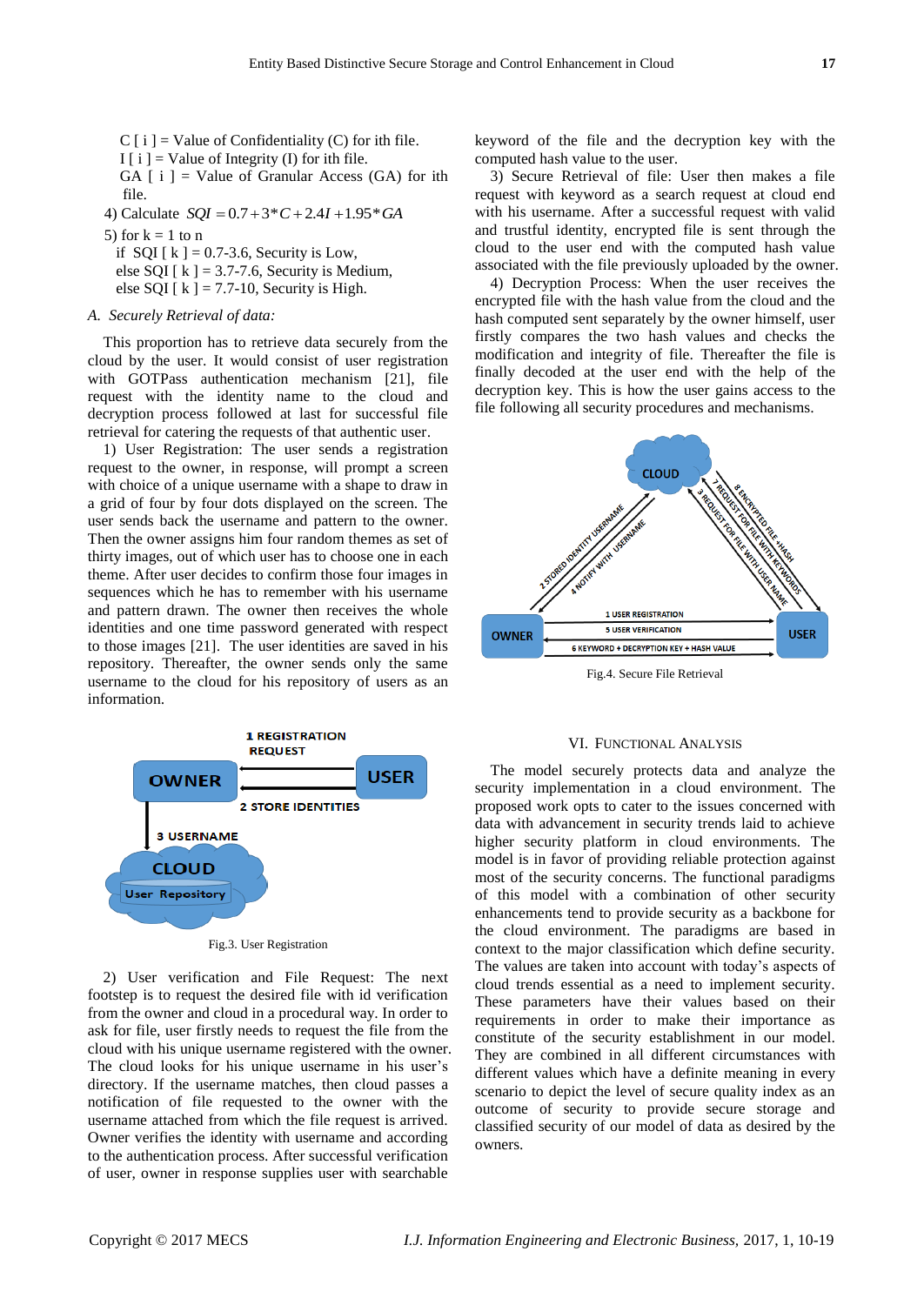C [ i ] = Value of Confidentiality (C) for ith file.
I [ i ] = Value of Integrity (I) for ith file.
GA [ i ] = Value of Granular Access (GA) for ith file.

4) Calculate $SQI = 0.7 + 3*C + 2.4I + 1.95*GA$

5) for k = 1 to n
 if SQI [ k ] = 0.7-3.6, Security is Low,
 else SQI [ k ] = 3.7-7.6, Security is Medium,
 else SQI [ k ] = 7.7-10, Security is High.

### A. *Securely Retrieval of data:*

This proportion has to retrieve data securely from the cloud by the user. It would consist of user registration with GOTPass authentication mechanism [21], file request with the identity name to the cloud and decryption process followed at last for successful file retrieval for catering the requests of that authentic user.

1) User Registration: The user sends a registration request to the owner, in response, will prompt a screen with choice of a unique username with a shape to draw in a grid of four by four dots displayed on the screen. The user sends back the username and pattern to the owner. Then the owner assigns him four random themes as set of thirty images, out of which user has to choose one in each theme. After user decides to confirm those four images in sequences which he has to remember with his username and pattern drawn. The owner then receives the whole identities and one time password generated with respect to those images [21]. The user identities are saved in his repository. Thereafter, the owner sends only the same username to the cloud for his repository of users as an information.

Fig.3. User Registration

2) User verification and File Request: The next footstep is to request the desired file with id verification from the owner and cloud in a procedural way. In order to ask for file, user firstly needs to request the file from the cloud with his unique username registered with the owner. The cloud looks for his unique username in his user's directory. If the username matches, then cloud passes a notification of file requested to the owner with the username attached from which the file request is arrived. Owner verifies the identity with username and according to the authentication process. After successful verification of user, owner in response supplies user with searchable keyword of the file and the decryption key with the computed hash value to the user.

3) Secure Retrieval of file: User then makes a file request with keyword as a search request at cloud end with his username. After a successful request with valid and trustful identity, encrypted file is sent through the cloud to the user end with the computed hash value associated with the file previously uploaded by the owner.

4) Decryption Process: When the user receives the encrypted file with the hash value from the cloud and the hash computed sent separately by the owner himself, user firstly compares the two hash values and checks the modification and integrity of file. Thereafter the file is finally decoded at the user end with the help of the decryption key. This is how the user gains access to the file following all security procedures and mechanisms.

Fig.4. Secure File Retrieval

## VI. Functional Analysis

The model securely protects data and analyze the security implementation in a cloud environment. The proposed work opts to cater to the issues concerned with data with advancement in security trends laid to achieve higher security platform in cloud environments. The model is in favor of providing reliable protection against most of the security concerns. The functional paradigms of this model with a combination of other security enhancements tend to provide security as a backbone for the cloud environment. The paradigms are based in context to the major classification which define security. The values are taken into account with today's aspects of cloud trends essential as a need to implement security. These parameters have their values based on their requirements in order to make their importance as constitute of the security establishment in our model. They are combined in all different circumstances with different values which have a definite meaning in every scenario to depict the level of secure quality index as an outcome of security to provide secure storage and classified security of our model of data as desired by the owners.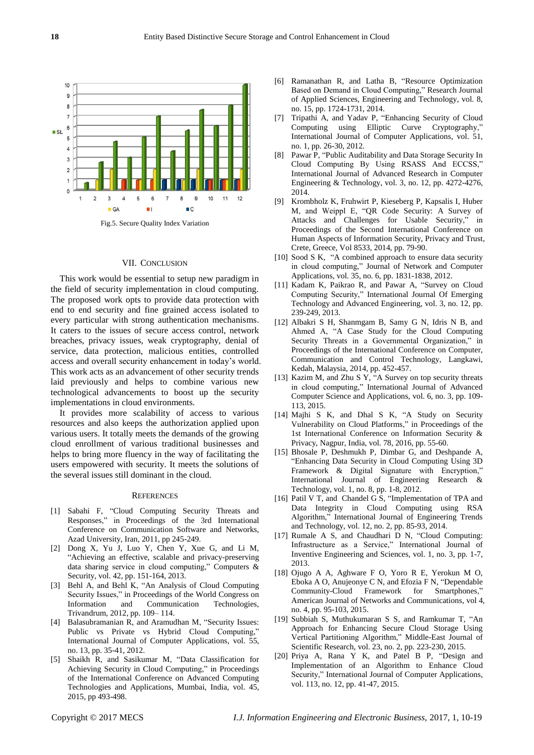Fig.5. Secure Quality Index Variation

## VII. Conclusion

This work would be essential to setup new paradigm in the field of security implementation in cloud computing. The proposed work opts to provide data protection with end to end security and fine grained access isolated to every particular with strong authentication mechanisms. It caters to the issues of secure access control, network breaches, privacy issues, weak cryptography, denial of service, data protection, malicious entities, controlled access and overall security enhancement in today's world. This work acts as an advancement of other security trends laid previously and helps to combine various new technological advancements to boost up the security implementations in cloud environments.

It provides more scalability of access to various resources and also keeps the authorization applied upon various users. It totally meets the demands of the growing cloud enrollment of various traditional businesses and helps to bring more fluency in the way of facilitating the users empowered with security. It meets the solutions of the several issues still dominant in the cloud.

## References

[1] Sabahi F, "Cloud Computing Security Threats and Responses," in Proceedings of the 3rd International Conference on Communication Software and Networks, Azad University, Iran, 2011, pp 245-249.

[2] Dong X, Yu J, Luo Y, Chen Y, Xue G, and Li M, "Achieving an effective, scalable and privacy-preserving data sharing service in cloud computing," Computers & Security, vol. 42, pp. 151-164, 2013.

[3] Behl A, and Behl K, "An Analysis of Cloud Computing Security Issues," in Proceedings of the World Congress on Information and Communication Technologies, Trivandrum, 2012, pp. 109– 114.

[4] Balasubramanian R, and Aramudhan M, "Security Issues: Public vs Private vs Hybrid Cloud Computing," International Journal of Computer Applications, vol. 55, no. 13, pp. 35-41, 2012.

[5] Shaikh R, and Sasikumar M, "Data Classification for Achieving Security in Cloud Computing," in Proceedings of the International Conference on Advanced Computing Technologies and Applications, Mumbai, India, vol. 45, 2015, pp 493-498.

[6] Ramanathan R, and Latha B, "Resource Optimization Based on Demand in Cloud Computing," Research Journal of Applied Sciences, Engineering and Technology, vol. 8, no. 15, pp. 1724-1731, 2014.

[7] Tripathi A, and Yadav P, "Enhancing Security of Cloud Computing using Elliptic Curve Cryptography," International Journal of Computer Applications, vol. 51, no. 1, pp. 26-30, 2012.

[8] Pawar P, "Public Auditability and Data Storage Security In Cloud Computing By Using RSASS And ECCSS," International Journal of Advanced Research in Computer Engineering & Technology, vol. 3, no. 12, pp. 4272-4276, 2014.

[9] Krombholz K, Fruhwirt P, Kieseberg P, Kapsalis I, Huber M, and Weippl E, "QR Code Security: A Survey of Attacks and Challenges for Usable Security," in Proceedings of the Second International Conference on Human Aspects of Information Security, Privacy and Trust, Crete, Greece, Vol 8533, 2014, pp. 79-90.

[10] Sood S K, "A combined approach to ensure data security in cloud computing," Journal of Network and Computer Applications, vol. 35, no. 6, pp. 1831-1838, 2012.

[11] Kadam K, Paikrao R, and Pawar A, "Survey on Cloud Computing Security," International Journal Of Emerging Technology and Advanced Engineering, vol. 3, no. 12, pp. 239-249, 2013.

[12] Albakri S H, Shanmgam B, Samy G N, Idris N B, and Ahmed A, "A Case Study for the Cloud Computing Security Threats in a Governmental Organization," in Proceedings of the International Conference on Computer, Communication and Control Technology, Langkawi, Kedah, Malaysia, 2014, pp. 452-457.

[13] Kazim M, and Zhu S Y, "A Survey on top security threats in cloud computing," International Journal of Advanced Computer Science and Applications, vol. 6, no. 3, pp. 109-113, 2015.

[14] Majhi S K, and Dhal S K, "A Study on Security Vulnerability on Cloud Platforms," in Proceedings of the 1st International Conference on Information Security & Privacy, Nagpur, India, vol. 78, 2016, pp. 55-60.

[15] Bhosale P, Deshmukh P, Dimbar G, and Deshpande A, "Enhancing Data Security in Cloud Computing Using 3D Framework & Digital Signature with Encryption," International Journal of Engineering Research & Technology, vol. 1, no. 8, pp. 1-8, 2012.

[16] Patil V T, and Chandel G S, "Implementation of TPA and Data Integrity in Cloud Computing using RSA Algorithm," International Journal of Engineering Trends and Technology, vol. 12, no. 2, pp. 85-93, 2014.

[17] Rumale A S, and Chaudhari D N, "Cloud Computing: Infrastructure as a Service," International Journal of Inventive Engineering and Sciences, vol. 1, no. 3, pp. 1-7, 2013.

[18] Ojugo A A, Aghware F O, Yoro R E, Yerokun M O, Eboka A O, Anujeonye C N, and Efozia F N, "Dependable Community-Cloud Framework for Smartphones," American Journal of Networks and Communications, vol 4, no. 4, pp. 95-103, 2015.

[19] Subbiah S, Muthukumaran S S, and Ramkumar T, "An Approach for Enhancing Secure Cloud Storage Using Vertical Partitioning Algorithm," Middle-East Journal of Scientific Research, vol. 23, no. 2, pp. 223-230, 2015.

[20] Priya A, Rana Y K, and Patel B P, "Design and Implementation of an Algorithm to Enhance Cloud Security," International Journal of Computer Applications, vol. 113, no. 12, pp. 41-47, 2015.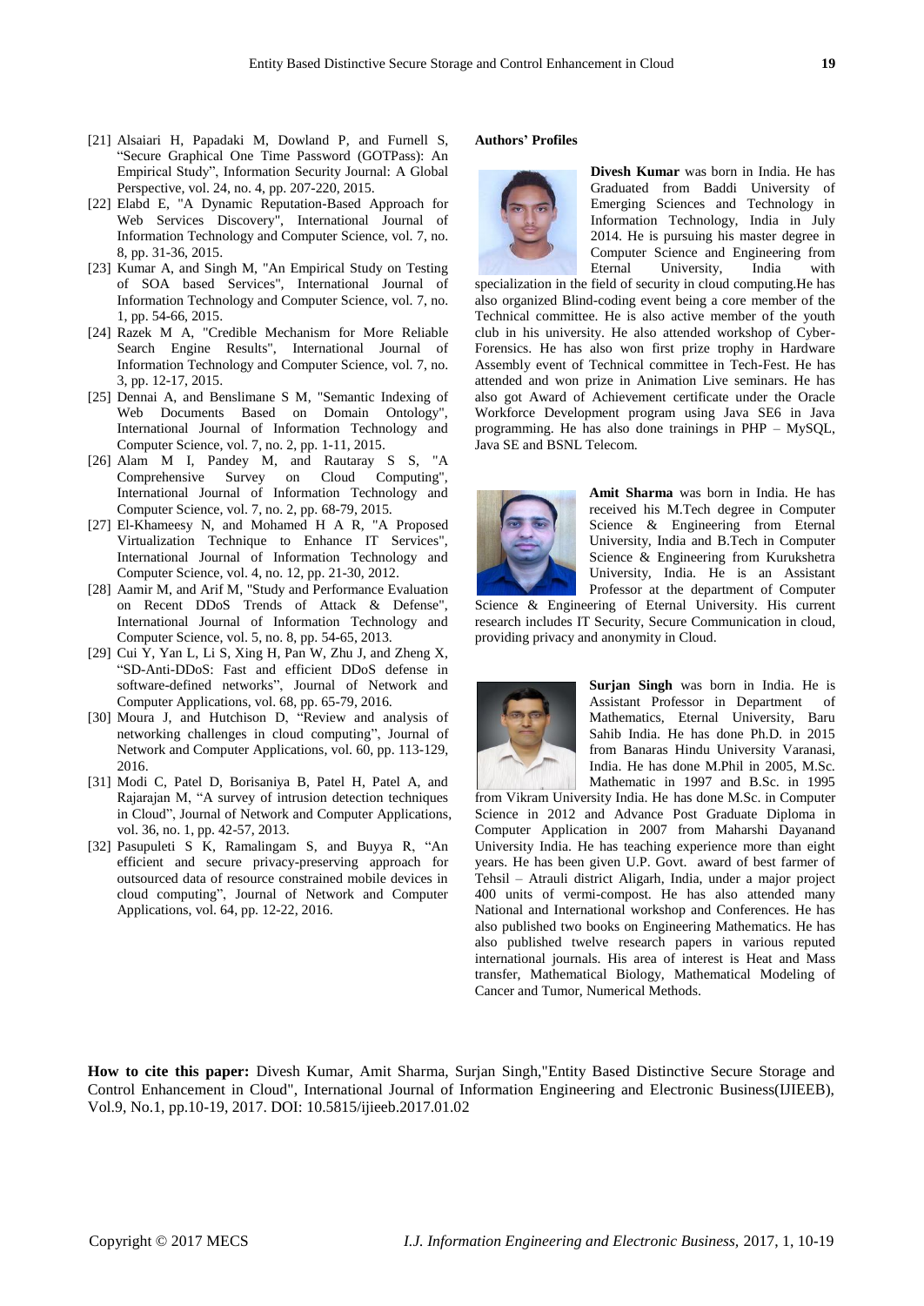[21] Alsaiari H, Papadaki M, Dowland P, and Furnell S, "Secure Graphical One Time Password (GOTPass): An Empirical Study", Information Security Journal: A Global Perspective, vol. 24, no. 4, pp. 207-220, 2015.

[22] Elabd E, "A Dynamic Reputation-Based Approach for Web Services Discovery", International Journal of Information Technology and Computer Science, vol. 7, no. 8, pp. 31-36, 2015.

[23] Kumar A, and Singh M, "An Empirical Study on Testing of SOA based Services", International Journal of Information Technology and Computer Science, vol. 7, no. 1, pp. 54-66, 2015.

[24] Razek M A, "Credible Mechanism for More Reliable Search Engine Results", International Journal of Information Technology and Computer Science, vol. 7, no. 3, pp. 12-17, 2015.

[25] Dennai A, and Benslimane S M, "Semantic Indexing of Web Documents Based on Domain Ontology", International Journal of Information Technology and Computer Science, vol. 7, no. 2, pp. 1-11, 2015.

[26] Alam M I, Pandey M, and Rautaray S S, "A Comprehensive Survey on Cloud Computing", International Journal of Information Technology and Computer Science, vol. 7, no. 2, pp. 68-79, 2015.

[27] El-Khameesy N, and Mohamed H A R, "A Proposed Virtualization Technique to Enhance IT Services", International Journal of Information Technology and Computer Science, vol. 4, no. 12, pp. 21-30, 2012.

[28] Aamir M, and Arif M, "Study and Performance Evaluation on Recent DDoS Trends of Attack & Defense", International Journal of Information Technology and Computer Science, vol. 5, no. 8, pp. 54-65, 2013.

[29] Cui Y, Yan L, Li S, Xing H, Pan W, Zhu J, and Zheng X, "SD-Anti-DDoS: Fast and efficient DDoS defense in software-defined networks", Journal of Network and Computer Applications, vol. 68, pp. 65-79, 2016.

[30] Moura J, and Hutchison D, "Review and analysis of networking challenges in cloud computing", Journal of Network and Computer Applications, vol. 60, pp. 113-129, 2016.

[31] Modi C, Patel D, Borisaniya B, Patel H, Patel A, and Rajarajan M, "A survey of intrusion detection techniques in Cloud", Journal of Network and Computer Applications, vol. 36, no. 1, pp. 42-57, 2013.

[32] Pasupuleti S K, Ramalingam S, and Buyya R, "An efficient and secure privacy-preserving approach for outsourced data of resource constrained mobile devices in cloud computing", Journal of Network and Computer Applications, vol. 64, pp. 12-22, 2016.

**Authors' Profiles**

**Divesh Kumar** was born in India. He has Graduated from Baddi University of Emerging Sciences and Technology in Information Technology, India in July 2014. He is pursuing his master degree in Computer Science and Engineering from Eternal University, India with specialization in the field of security in cloud computing.He has also organized Blind-coding event being a core member of the Technical committee. He is also active member of the youth club in his university. He also attended workshop of Cyber-Forensics. He has also won first prize trophy in Hardware Assembly event of Technical committee in Tech-Fest. He has attended and won prize in Animation Live seminars. He has also got Award of Achievement certificate under the Oracle Workforce Development program using Java SE6 in Java programming. He has also done trainings in PHP – MySQL, Java SE and BSNL Telecom.

**Amit Sharma** was born in India. He has received his M.Tech degree in Computer Science & Engineering from Eternal University, India and B.Tech in Computer Science & Engineering from Kurukshetra University, India. He is an Assistant Professor at the department of Computer Science & Engineering of Eternal University. His current research includes IT Security, Secure Communication in cloud, providing privacy and anonymity in Cloud.

**Surjan Singh** was born in India. He is Assistant Professor in Department of Mathematics, Eternal University, Baru Sahib India. He has done Ph.D. in 2015 from Banaras Hindu University Varanasi, India. He has done M.Phil in 2005, M.Sc. Mathematic in 1997 and B.Sc. in 1995 from Vikram University India. He has done M.Sc. in Computer Science in 2012 and Advance Post Graduate Diploma in Computer Application in 2007 from Maharshi Dayanand University India. He has teaching experience more than eight years. He has been given U.P. Govt. award of best farmer of Tehsil – Atrauli district Aligarh, India, under a major project 400 units of vermi-compost. He has also attended many National and International workshop and Conferences. He has also published two books on Engineering Mathematics. He has also published twelve research papers in various reputed international journals. His area of interest is Heat and Mass transfer, Mathematical Biology, Mathematical Modeling of Cancer and Tumor, Numerical Methods.

**How to cite this paper:** Divesh Kumar, Amit Sharma, Surjan Singh,"Entity Based Distinctive Secure Storage and Control Enhancement in Cloud", International Journal of Information Engineering and Electronic Business(IJIEEB), Vol.9, No.1, pp.10-19, 2017. DOI: 10.5815/ijieeb.2017.01.02